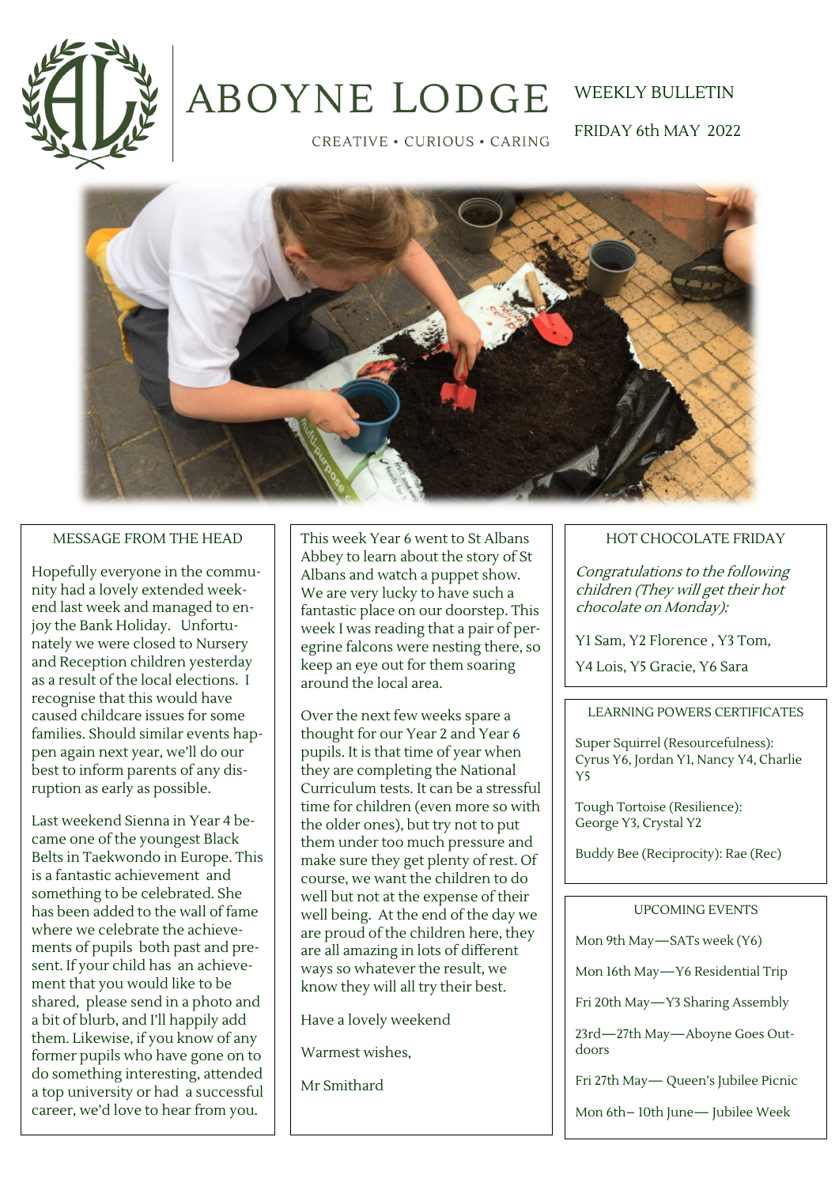# ABOYNE LODGE

CREATIVE • CURIOUS • CARING

WEEKLY BULLETIN

FRIDAY 6th MAY 2022

## MESSAGE FROM THE HEAD

Hopefully everyone in the community had a lovely extended weekend last week and managed to enjoy the Bank Holiday. Unfortunately we were closed to Nursery and Reception children yesterday as a result of the local elections. I recognise that this would have caused childcare issues for some families. Should similar events happen again next year, we'll do our best to inform parents of any disruption as early as possible.

Last weekend Sienna in Year 4 became one of the youngest Black Belts in Taekwondo in Europe. This is a fantastic achievement and something to be celebrated. She has been added to the wall of fame where we celebrate the achievements of pupils both past and present. If your child has an achievement that you would like to be shared, please send in a photo and a bit of blurb, and I'll happily add them. Likewise, if you know of any former pupils who have gone on to do something interesting, attended a top university or had a successful career, we'd love to hear from you.

This week Year 6 went to St Albans Abbey to learn about the story of St Albans and watch a puppet show. We are very lucky to have such a fantastic place on our doorstep. This week I was reading that a pair of peregrine falcons were nesting there, so keep an eye out for them soaring around the local area.

Over the next few weeks spare a thought for our Year 2 and Year 6 pupils. It is that time of year when they are completing the National Curriculum tests. It can be a stressful time for children (even more so with the older ones), but try not to put them under too much pressure and make sure they get plenty of rest. Of course, we want the children to do well but not at the expense of their well being. At the end of the day we are proud of the children here, they are all amazing in lots of different ways so whatever the result, we know they will all try their best.

Have a lovely weekend

Warmest wishes,

Mr Smithard

## HOT CHOCOLATE FRIDAY

*Congratulations to the following children (They will get their hot chocolate on Monday):*

Y1 Sam, Y2 Florence , Y3 Tom,

Y4 Lois, Y5 Gracie, Y6 Sara

## LEARNING POWERS CERTIFICATES

Super Squirrel (Resourcefulness): Cyrus Y6, Jordan Y1, Nancy Y4, Charlie Y5

Tough Tortoise (Resilience): George Y3, Crystal Y2

Buddy Bee (Reciprocity): Rae (Rec)

## UPCOMING EVENTS

Mon 9th May—SATs week (Y6)

Mon 16th May—Y6 Residential Trip

Fri 20th May—Y3 Sharing Assembly

23rd—27th May—Aboyne Goes Outdoors

Fri 27th May— Queen's Jubilee Picnic

Mon 6th– 10th June— Jubilee Week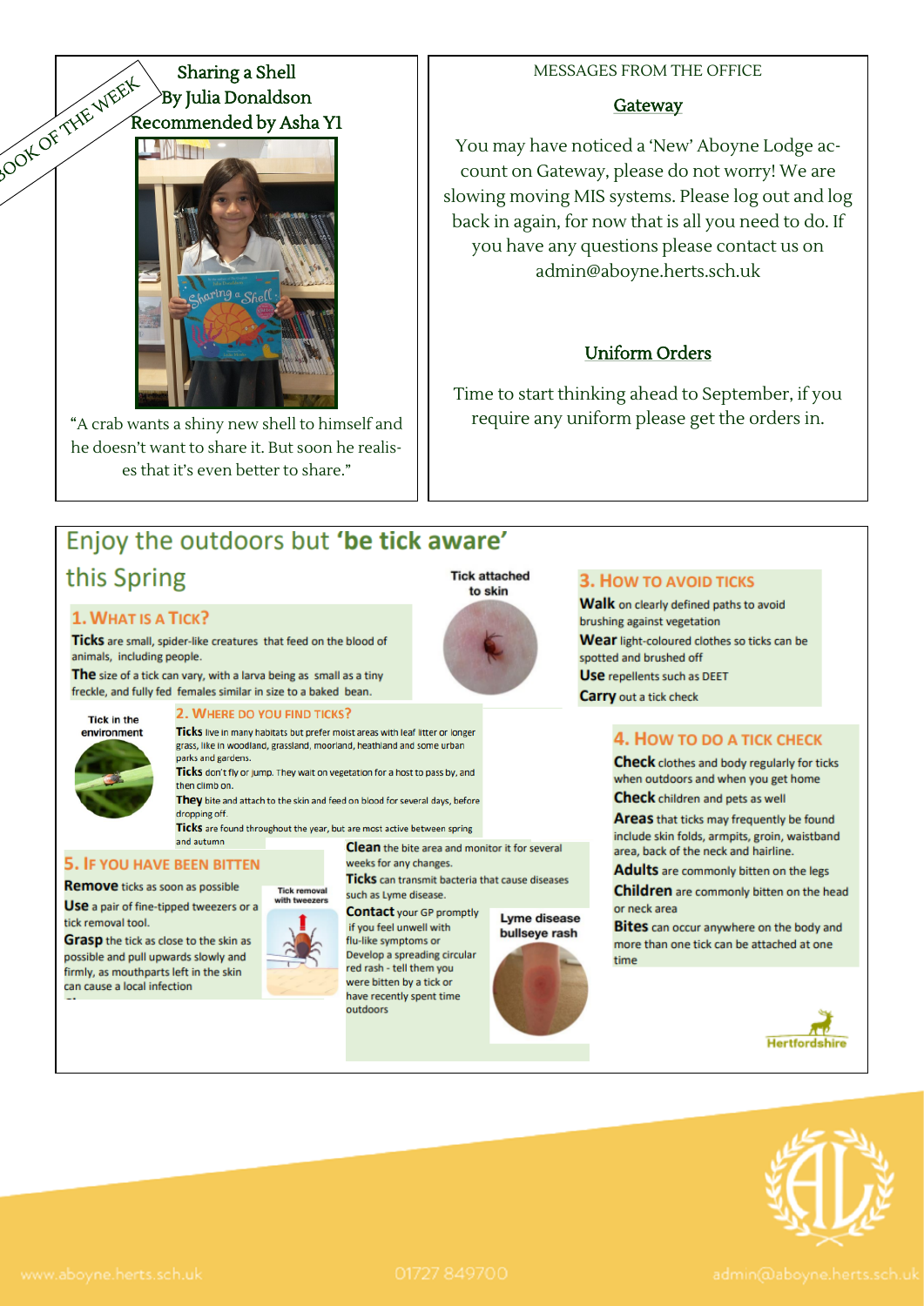BOOK OF THE WEEK

**Sharing a Shell**
**By Julia Donaldson**
**Recommended by Asha Y1**

"A crab wants a shiny new shell to himself and he doesn't want to share it. But soon he realises that it's even better to share."

MESSAGES FROM THE OFFICE

## Gateway

You may have noticed a 'New' Aboyne Lodge account on Gateway, please do not worry! We are slowing moving MIS systems. Please log out and log back in again, for now that is all you need to do. If you have any questions please contact us on admin@aboyne.herts.sch.uk

## Uniform Orders

Time to start thinking ahead to September, if you require any uniform please get the orders in.

# Enjoy the outdoors but 'be tick aware' this Spring

Tick attached to skin

## 1. What is a Tick?

**Ticks** are small, spider-like creatures that feed on the blood of animals, including people.

**The** size of a tick can vary, with a larva being as small as a tiny freckle, and fully fed females similar in size to a baked bean.

Tick in the environment

## 2. Where do you find ticks?

**Ticks** live in many habitats but prefer moist areas with leaf litter or longer grass, like in woodland, grassland, moorland, heathland and some urban parks and gardens.

**Ticks** don't fly or jump. They wait on vegetation for a host to pass by, and then climb on.

**They** bite and attach to the skin and feed on blood for several days, before dropping off.

**Ticks** are found throughout the year, but are most active between spring and autumn

## 3. How to avoid ticks

**Walk** on clearly defined paths to avoid brushing against vegetation

**Wear** light-coloured clothes so ticks can be spotted and brushed off

**Use** repellents such as DEET

**Carry** out a tick check

## 4. How to do a tick check

**Check** clothes and body regularly for ticks when outdoors and when you get home

**Check** children and pets as well

**Areas** that ticks may frequently be found include skin folds, armpits, groin, waistband area, back of the neck and hairline.

**Adults** are commonly bitten on the legs

**Children** are commonly bitten on the head or neck area

**Bites** can occur anywhere on the body and more than one tick can be attached at one time

## 5. If you have been bitten

**Remove** ticks as soon as possible

**Use** a pair of fine-tipped tweezers or a tick removal tool.

**Grasp** the tick as close to the skin as possible and pull upwards slowly and firmly, as mouthparts left in the skin can cause a local infection

Tick removal with tweezers

**Clean** the bite area and monitor it for several weeks for any changes.

**Ticks** can transmit bacteria that cause diseases such as Lyme disease.

**Contact** your GP promptly if you feel unwell with flu-like symptoms or Develop a spreading circular red rash - tell them you were bitten by a tick or have recently spent time outdoors

Lyme disease bullseye rash

Hertfordshire